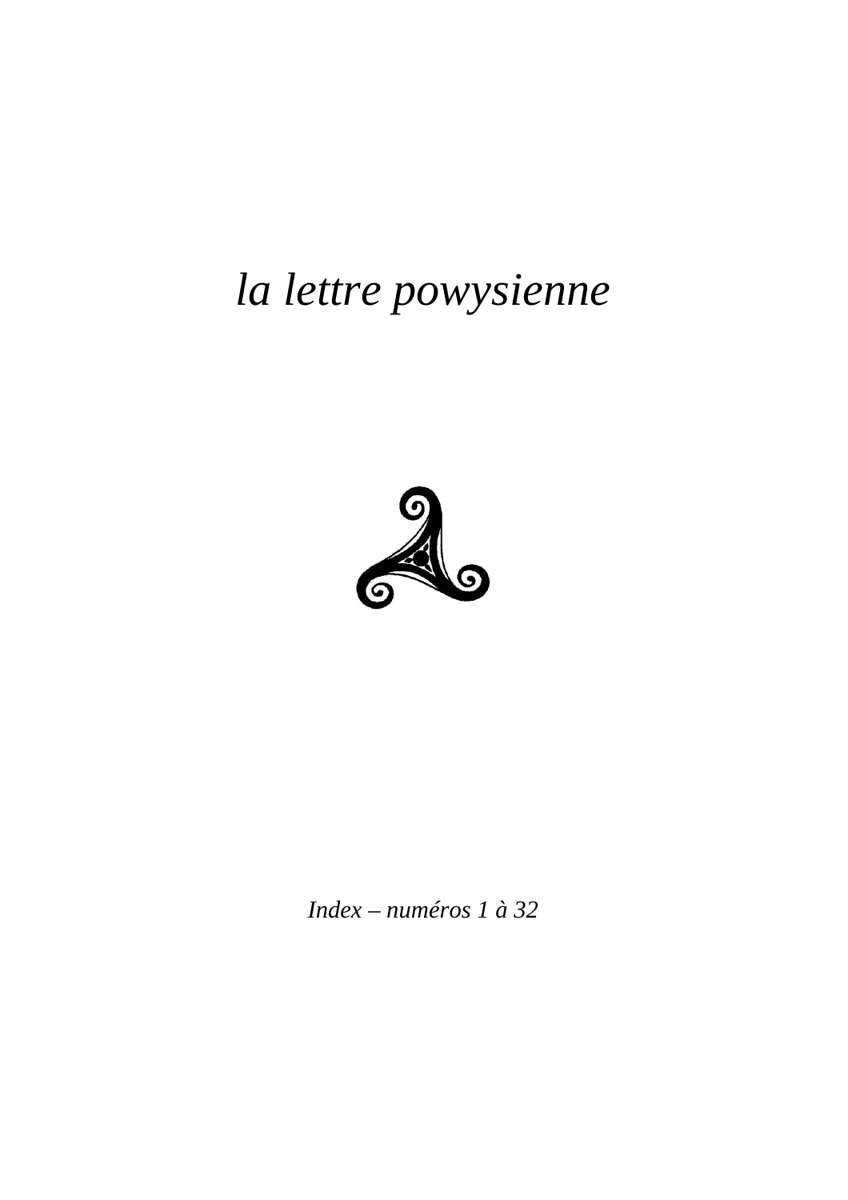# *la lettre powysienne*

*Index – numéros 1 à 32*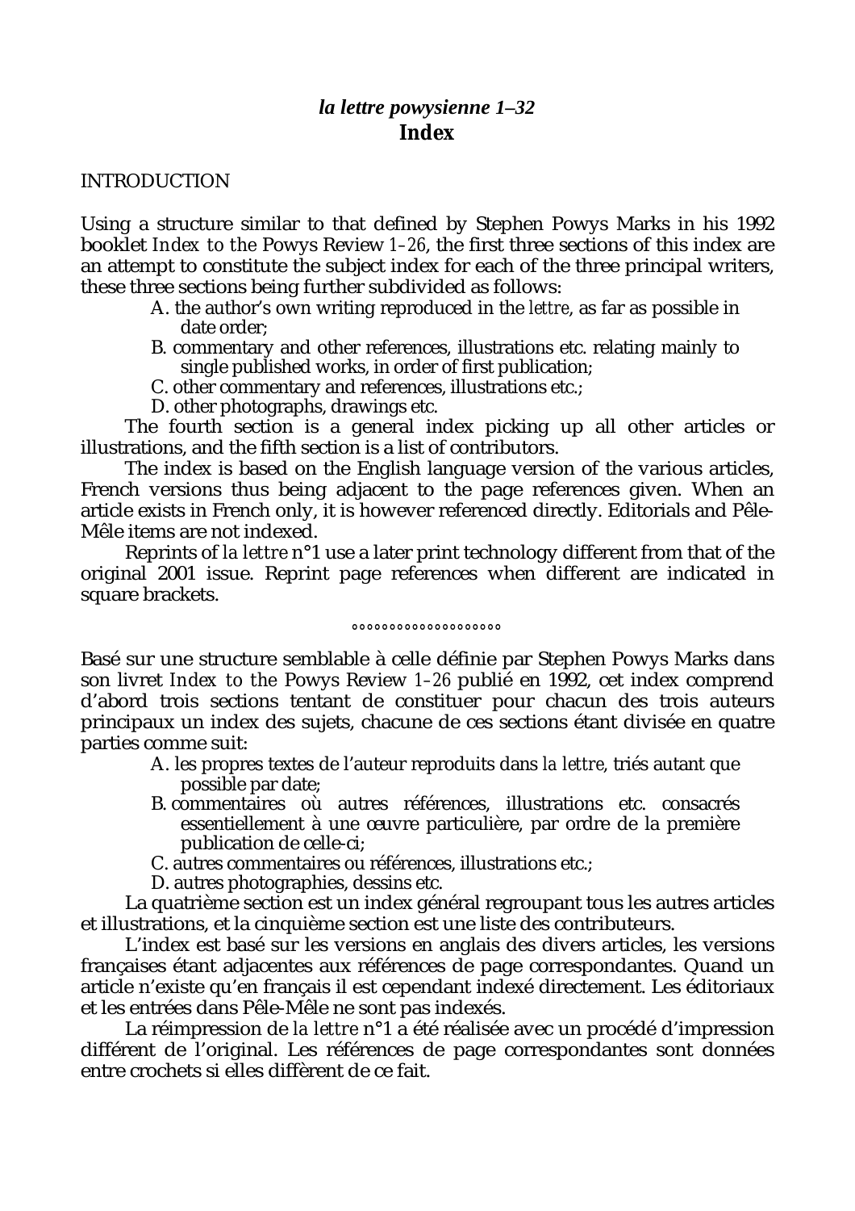# *la lettre powysienne 1–32*
## Index

INTRODUCTION

Using a structure similar to that defined by Stephen Powys Marks in his 1992 booklet *Index to the* Powys Review *1–26*, the first three sections of this index are an attempt to constitute the subject index for each of the three principal writers, these three sections being further subdivided as follows:

A. the author's own writing reproduced in the *lettre*, as far as possible in date order;
B. commentary and other references, illustrations etc. relating mainly to single published works, in order of first publication;
C. other commentary and references, illustrations etc.;
D. other photographs, drawings etc.

The fourth section is a general index picking up all other articles or illustrations, and the fifth section is a list of contributors.

The index is based on the English language version of the various articles, French versions thus being adjacent to the page references given. When an article exists in French only, it is however referenced directly. Editorials and Pêle-Mêle items are not indexed.

Reprints of *la lettre* n°1 use a later print technology different from that of the original 2001 issue. Reprint page references when different are indicated in square brackets.

°°°°°°°°°°°°°°°°°°°°

Basé sur une structure semblable à celle définie par Stephen Powys Marks dans son livret *Index to the* Powys Review *1–26* publié en 1992, cet index comprend d'abord trois sections tentant de constituer pour chacun des trois auteurs principaux un index des sujets, chacune de ces sections étant divisée en quatre parties comme suit:

A. les propres textes de l'auteur reproduits dans *la lettre*, triés autant que possible par date;
B. commentaires où autres références, illustrations etc. consacrés essentiellement à une œuvre particulière, par ordre de la première publication de celle-ci;
C. autres commentaires ou références, illustrations etc.;
D. autres photographies, dessins etc.

La quatrième section est un index général regroupant tous les autres articles et illustrations, et la cinquième section est une liste des contributeurs.

L'index est basé sur les versions en anglais des divers articles, les versions françaises étant adjacentes aux références de page correspondantes. Quand un article n'existe qu'en français il est cependant indexé directement. Les éditoriaux et les entrées dans Pêle-Mêle ne sont pas indexés.

La réimpression de *la lettre* n°1 a été réalisée avec un procédé d'impression différent de l'original. Les références de page correspondantes sont données entre crochets si elles diffèrent de ce fait.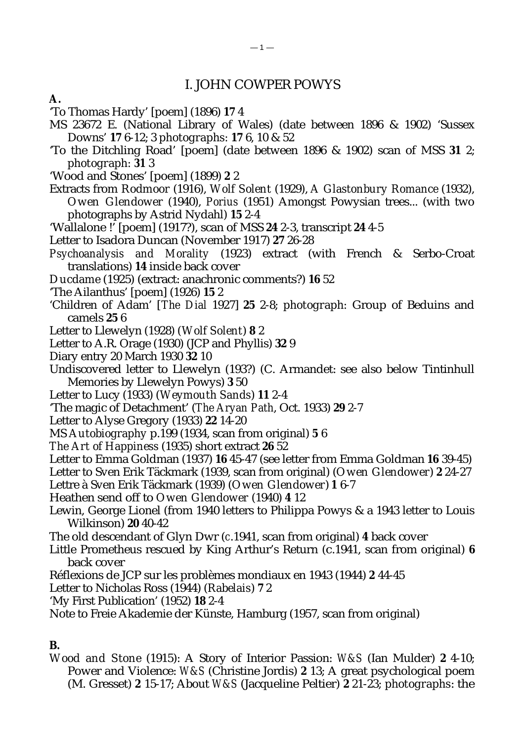# I. JOHN COWPER POWYS

**A.**

'To Thomas Hardy' [poem] (1896) **17** 4

MS 23672 E. (National Library of Wales) (date between 1896 & 1902) 'Sussex Downs' **17** 6-12; 3 photographs: **17** 6, 10 & 52

'To the Ditchling Road' [poem] (date between 1896 & 1902) scan of MSS **31** 2; photograph: **31** 3

'Wood and Stones' [poem] (1899) **2** 2

Extracts from *Rodmoor* (1916), *Wolf Solent* (1929), *A Glastonbury Romance* (1932), *Owen Glendower* (1940), *Porius* (1951) Amongst Powysian trees... (with two photographs by Astrid Nydahl) **15** 2-4

'Wallalone !' [poem] (1917?), scan of MSS **24** 2-3, transcript **24** 4-5

Letter to Isadora Duncan (November 1917) **27** 26-28

*Psychoanalysis and Morality* (1923) extract (with French & Serbo-Croat translations) **14** inside back cover

*Ducdame* (1925) (extract: anachronic comments?) **16** 52

'The Ailanthus' [poem] (1926) **15** 2

'Children of Adam' [*The Dial* 1927] **25** 2-8; photograph: Group of Beduins and camels **25** 6

Letter to Llewelyn (1928) (*Wolf Solent*) **8** 2

Letter to A.R. Orage (1930) (JCP and Phyllis) **32** 9

Diary entry 20 March 1930 **32** 10

Undiscovered letter to Llewelyn (193?) (C. Armandet: see also below Tintinhull Memories by Llewelyn Powys) **3** 50

Letter to Lucy (1933) (*Weymouth Sands*) **11** 2-4

'The magic of Detachment' (*The Aryan Path*, Oct. 1933) **29** 2-7

Letter to Alyse Gregory (1933) **22** 14-20

MS *Autobiography* p.199 (1934, scan from original) **5** 6

*The Art of Happiness* (1935) short extract **26** 52

Letter to Emma Goldman (1937) **16** 45-47 (see letter from Emma Goldman **16** 39-45)

Letter to Sven Erik Täckmark (1939, scan from original) (*Owen Glendower*) **2** 24-27

Lettre à Sven Erik Täckmark (1939) (*Owen Glendower*) **1** 6-7

Heathen send off to *Owen Glendower* (1940) **4** 12

Lewin, George Lionel (from 1940 letters to Philippa Powys & a 1943 letter to Louis Wilkinson) **20** 40-42

The old descendant of Glyn Dwr (*c*.1941, scan from original) **4** back cover

Little Prometheus rescued by King Arthur's Return (c.1941, scan from original) **6** back cover

Réflexions de JCP sur les problèmes mondiaux en 1943 (1944) **2** 44-45

Letter to Nicholas Ross (1944) (*Rabelais*) **7** 2

'My First Publication' (1952) **18** 2-4

Note to Freie Akademie der Künste, Hamburg (1957, scan from original)

**B.**

*Wood and Stone* (1915): A Story of Interior Passion: *W&S* (Ian Mulder) **2** 4-10; Power and Violence: *W&S* (Christine Jordis) **2** 13; A great psychological poem (M. Gresset) **2** 15-17; About *W&S* (Jacqueline Peltier) **2** 21-23; photographs: the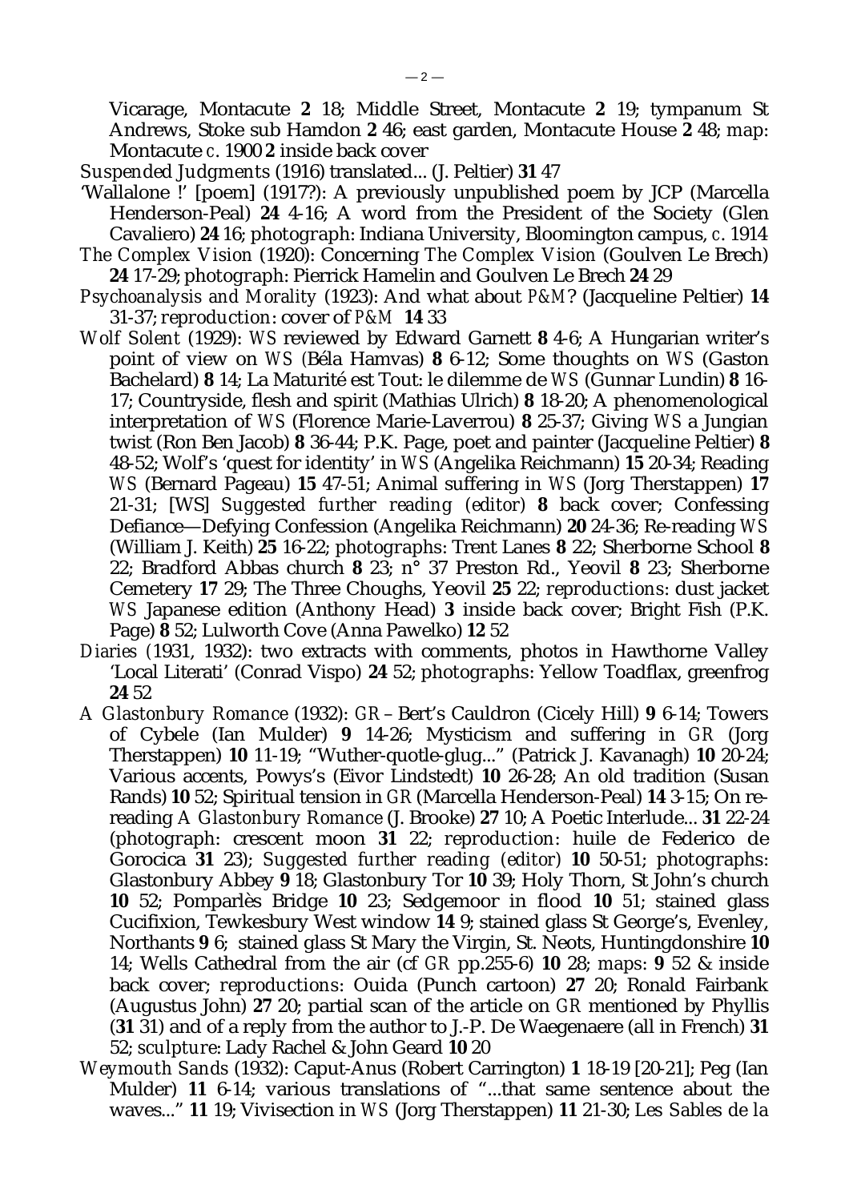Vicarage, Montacute **2** 18; Middle Street, Montacute **2** 19; tympanum St Andrews, Stoke sub Hamdon **2** 46; east garden, Montacute House **2** 48; map: Montacute *c.* 1900 **2** inside back cover

*Suspended Judgments* (1916) translated... (J. Peltier) **31** 47

'Wallalone !' [poem] (1917?): A previously unpublished poem by JCP (Marcella Henderson-Peal) **24** 4-16; A word from the President of the Society (Glen Cavaliero) **24** 16; photograph: Indiana University, Bloomington campus, *c.* 1914

*The Complex Vision* (1920): Concerning *The Complex Vision* (Goulven Le Brech) **24** 17-29; photograph: Pierrick Hamelin and Goulven Le Brech **24** 29

*Psychoanalysis and Morality* (1923): And what about *P&M*? (Jacqueline Peltier) **14** 31-37; reproduction: cover of *P&M* **14** 33

*Wolf Solent* (1929): *WS* reviewed by Edward Garnett **8** 4-6; A Hungarian writer's point of view on *WS* (Béla Hamvas) **8** 6-12; Some thoughts on *WS* (Gaston Bachelard) **8** 14; La Maturité est Tout: le dilemme de *WS* (Gunnar Lundin) **8** 16-17; Countryside, flesh and spirit (Mathias Ulrich) **8** 18-20; A phenomenological interpretation of *WS* (Florence Marie-Laverrou) **8** 25-37; Giving *WS* a Jungian twist (Ron Ben Jacob) **8** 36-44; P.K. Page, poet and painter (Jacqueline Peltier) **8** 48-52; Wolf's 'quest for identity' in *WS* (Angelika Reichmann) **15** 20-34; Reading *WS* (Bernard Pageau) **15** 47-51; Animal suffering in *WS* (Jorg Therstappen) **17** 21-31; [WS] *Suggested further reading (editor)* **8** back cover; Confessing Defiance—Defying Confession (Angelika Reichmann) **20** 24-36; Re-reading *WS* (William J. Keith) **25** 16-22; photographs: Trent Lanes **8** 22; Sherborne School **8** 22; Bradford Abbas church **8** 23; n° 37 Preston Rd., Yeovil **8** 23; Sherborne Cemetery **17** 29; The Three Choughs, Yeovil **25** 22; *reproductions*: dust jacket *WS* Japanese edition (Anthony Head) **3** inside back cover; Bright Fish (P.K. Page) **8** 52; Lulworth Cove (Anna Pawelko) **12** 52

*Diaries* (1931, 1932): two extracts with comments, photos in Hawthorne Valley 'Local Literati' (Conrad Vispo) **24** 52; photographs: Yellow Toadflax, greenfrog **24** 52

*A Glastonbury Romance* (1932): *GR* – Bert's Cauldron (Cicely Hill) **9** 6-14; Towers of Cybele (Ian Mulder) **9** 14-26; Mysticism and suffering in *GR* (Jorg Therstappen) **10** 11-19; "Wuther-quotle-glug..." (Patrick J. Kavanagh) **10** 20-24; Various accents, Powys's (Eivor Lindstedt) **10** 26-28; An old tradition (Susan Rands) **10** 52; Spiritual tension in *GR* (Marcella Henderson-Peal) **14** 3-15; On re-reading *A Glastonbury Romance* (J. Brooke) **27** 10; A Poetic Interlude... **31** 22-24 (photograph: crescent moon **31** 22; *reproduction*: huile de Federico de Gorocica **31** 23); *Suggested further reading (editor)* **10** 50-51; photographs: Glastonbury Abbey **9** 18; Glastonbury Tor **10** 39; Holy Thorn, St John's church **10** 52; Pomparlès Bridge **10** 23; Sedgemoor in flood **10** 51; stained glass Cucifixion, Tewkesbury West window **14** 9; stained glass St George's, Evenley, Northants **9** 6; stained glass St Mary the Virgin, St. Neots, Huntingdonshire **10** 14; Wells Cathedral from the air (cf *GR* pp.255-6) **10** 28; *maps*: **9** 52 & inside back cover; *reproductions*: Ouida (Punch cartoon) **27** 20; Ronald Fairbank (Augustus John) **27** 20; partial scan of the article on *GR* mentioned by Phyllis (**31** 31) and of a reply from the author to J.-P. De Waegenaere (all in French) **31** 52; *sculpture*: Lady Rachel & John Geard **10** 20

*Weymouth Sands* (1932): Caput-Anus (Robert Carrington) **1** 18-19 [20-21]; Peg (Ian Mulder) **11** 6-14; various translations of "...that same sentence about the waves..." **11** 19; Vivisection in *WS* (Jorg Therstappen) **11** 21-30; *Les Sables de la*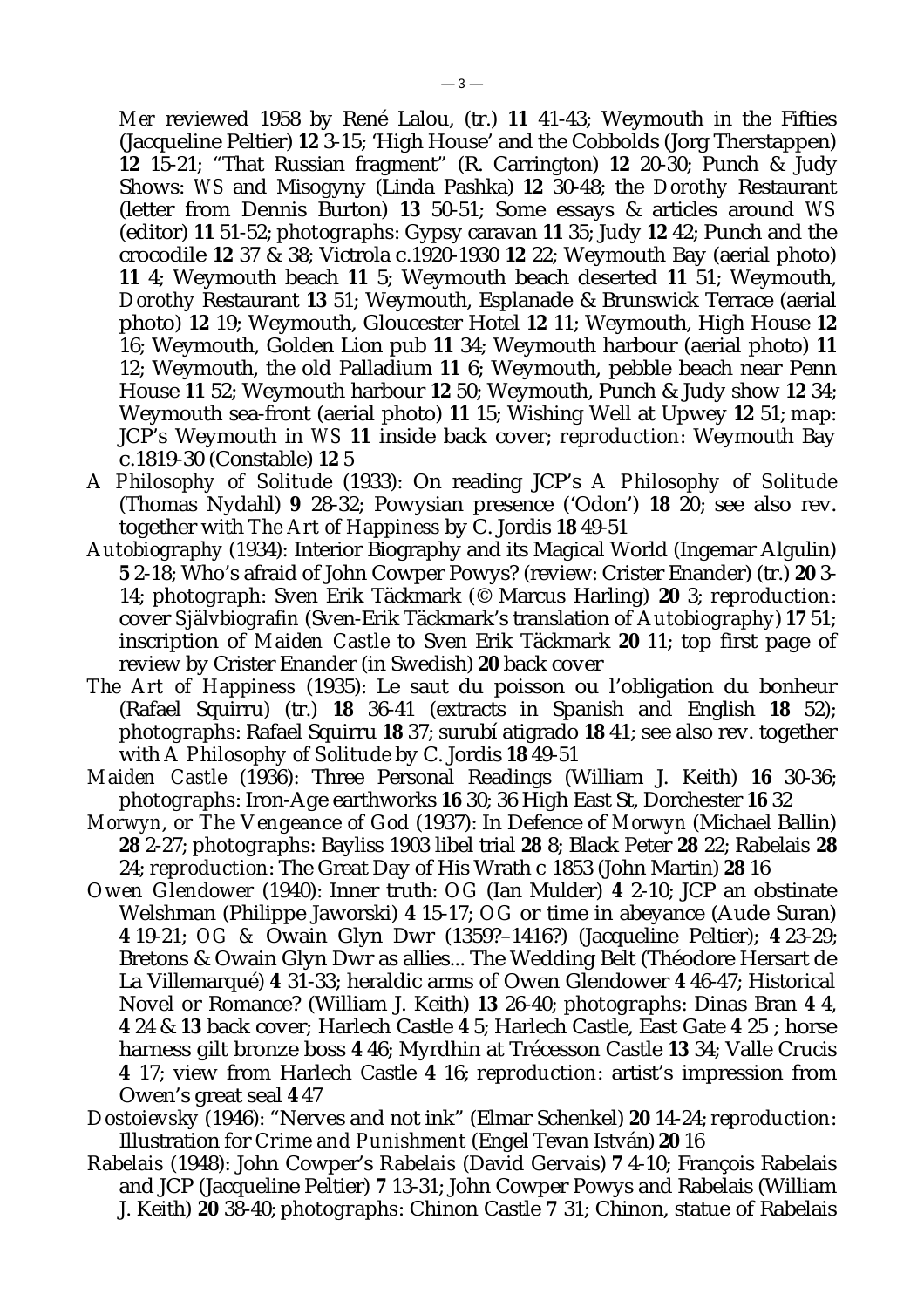*Mer* reviewed 1958 by René Lalou, (tr.) **11** 41-43; Weymouth in the Fifties (Jacqueline Peltier) **12** 3-15; 'High House' and the Cobbolds (Jorg Therstappen) **12** 15-21; "That Russian fragment" (R. Carrington) **12** 20-30; Punch & Judy Shows: *WS* and Misogyny (Linda Pashka) **12** 30-48; the *Dorothy* Restaurant (letter from Dennis Burton) **13** 50-51; Some essays & articles around *WS* (editor) **11** 51-52; *photographs*: Gypsy caravan **11** 35; Judy **12** 42; Punch and the crocodile **12** 37 & 38; Victrola c.1920-1930 **12** 22; Weymouth Bay (aerial photo) **11** 4; Weymouth beach **11** 5; Weymouth beach deserted **11** 51; Weymouth, *Dorothy* Restaurant **13** 51; Weymouth, Esplanade & Brunswick Terrace (aerial photo) **12** 19; Weymouth, Gloucester Hotel **12** 11; Weymouth, High House **12** 16; Weymouth, Golden Lion pub **11** 34; Weymouth harbour (aerial photo) **11** 12; Weymouth, the old Palladium **11** 6; Weymouth, pebble beach near Penn House **11** 52; Weymouth harbour **12** 50; Weymouth, Punch & Judy show **12** 34; Weymouth sea-front (aerial photo) **11** 15; Wishing Well at Upwey **12** 51; *map*: JCP's Weymouth in *WS* **11** inside back cover; *reproduction*: Weymouth Bay c.1819-30 (Constable) **12** 5

*A Philosophy of Solitude* (1933): On reading JCP's *A Philosophy of Solitude* (Thomas Nydahl) **9** 28-32; Powysian presence ('Odon') **18** 20; see also rev. together with *The Art of Happiness* by C. Jordis **18** 49-51

*Autobiography* (1934): Interior Biography and its Magical World (Ingemar Algulin) **5** 2-18; Who's afraid of John Cowper Powys? (review: Crister Enander) (tr.) **20** 3-14; *photograph*: Sven Erik Täckmark (© Marcus Harling) **20** 3; *reproduction*: cover *Självbiografin* (Sven-Erik Täckmark's translation of *Autobiography*) **17** 51; inscription of *Maiden Castle* to Sven Erik Täckmark **20** 11; top first page of review by Crister Enander (in Swedish) **20** back cover

*The Art of Happiness* (1935): Le saut du poisson ou l'obligation du bonheur (Rafael Squirru) (tr.) **18** 36-41 (extracts in Spanish and English **18** 52); *photographs*: Rafael Squirru **18** 37; surubí atigrado **18** 41; see also rev. together with *A Philosophy of Solitude* by C. Jordis **18** 49-51

*Maiden Castle* (1936): Three Personal Readings (William J. Keith) **16** 30-36; *photographs*: Iron-Age earthworks **16** 30; 36 High East St, Dorchester **16** 32

*Morwyn, or The Vengeance of God* (1937): In Defence of *Morwyn* (Michael Ballin) **28** 2-27; *photographs*: Bayliss 1903 libel trial **28** 8; Black Peter **28** 22; Rabelais **28** 24; *reproduction*: The Great Day of His Wrath c 1853 (John Martin) **28** 16

*Owen Glendower* (1940): Inner truth: *OG* (Ian Mulder) **4** 2-10; JCP an obstinate Welshman (Philippe Jaworski) **4** 15-17; *OG* or time in abeyance (Aude Suran) **4** 19-21; *OG* & Owain Glyn Dwr (1359?–1416?) (Jacqueline Peltier); **4** 23-29; Bretons & Owain Glyn Dwr as allies... The Wedding Belt (Théodore Hersart de La Villemarqué) **4** 31-33; heraldic arms of Owen Glendower **4** 46-47; Historical Novel or Romance? (William J. Keith) **13** 26-40; *photographs*: Dinas Bran **4** 4, **4** 24 & **13** back cover; Harlech Castle **4** 5; Harlech Castle, East Gate **4** 25 ; horse harness gilt bronze boss **4** 46; Myrdhin at Trécesson Castle **13** 34; Valle Crucis **4** 17; view from Harlech Castle **4** 16; *reproduction*: artist's impression from Owen's great seal **4** 47

*Dostoievsky* (1946): "Nerves and not ink" (Elmar Schenkel) **20** 14-24; *reproduction*: Illustration for *Crime and Punishment* (Engel Tevan István) **20** 16

*Rabelais* (1948): John Cowper's *Rabelais* (David Gervais) **7** 4-10; François Rabelais and JCP (Jacqueline Peltier) **7** 13-31; John Cowper Powys and Rabelais (William J. Keith) **20** 38-40; *photographs*: Chinon Castle **7** 31; Chinon, statue of Rabelais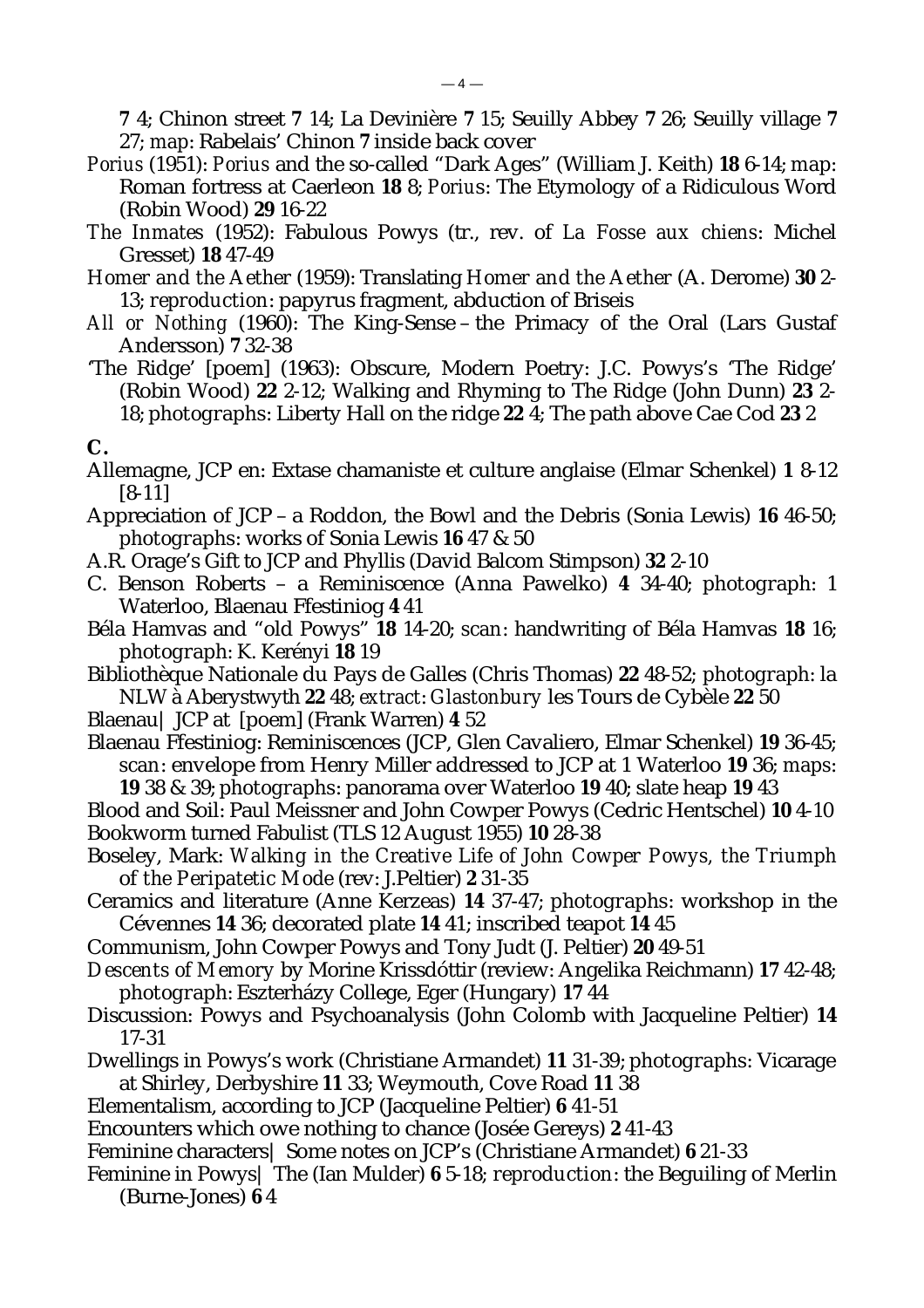**7** 4; Chinon street **7** 14; La Devinière **7** 15; Seuilly Abbey **7** 26; Seuilly village **7** 27; *map*: Rabelais' Chinon **7** inside back cover

*Porius* (1951): *Porius* and the so-called "Dark Ages" (William J. Keith) **18** 6-14; *map*: Roman fortress at Caerleon **18** 8; *Porius*: The Etymology of a Ridiculous Word (Robin Wood) **29** 16-22

*The Inmates* (1952): Fabulous Powys (tr., rev. of *La Fosse aux chiens*: Michel Gresset) **18** 47-49

*Homer and the Aether* (1959): Translating *Homer and the Aether* (A. Derome) **30** 2-13; *reproduction*: papyrus fragment, abduction of Briseis

*All or Nothing* (1960): The King-Sense – the Primacy of the Oral (Lars Gustaf Andersson) **7** 32-38

'The Ridge' [poem] (1963): Obscure, Modern Poetry: J.C. Powys's 'The Ridge' (Robin Wood) **22** 2-12; Walking and Rhyming to The Ridge (John Dunn) **23** 2-18; *photographs*: Liberty Hall on the ridge **22** 4; The path above Cae Cod **23** 2

**C.**

Allemagne, JCP en: Extase chamaniste et culture anglaise (Elmar Schenkel) **1** 8-12 [8-11]

Appreciation of JCP – a Roddon, the Bowl and the Debris (Sonia Lewis) **16** 46-50; *photographs*: works of Sonia Lewis **16** 47 & 50

A.R. Orage's Gift to JCP and Phyllis (David Balcom Stimpson) **32** 2-10

C. Benson Roberts – a Reminiscence (Anna Pawelko) **4** 34-40; *photograph*: 1 Waterloo, Blaenau Ffestiniog **4** 41

Béla Hamvas and "old Powys" **18** 14-20; *scan*: handwriting of Béla Hamvas **18** 16; *photograph*: K. Kerényi **18** 19

Bibliothèque Nationale du Pays de Galles (Chris Thomas) **22** 48-52; *photograph*: la NLW à Aberystwyth **22** 48; *extract*: *Glastonbury* les Tours de Cybèle **22** 50

Blaenau| JCP at [poem] (Frank Warren) **4** 52

Blaenau Ffestiniog: Reminiscences (JCP, Glen Cavaliero, Elmar Schenkel) **19** 36-45; *scan*: envelope from Henry Miller addressed to JCP at 1 Waterloo **19** 36; *maps*: **19** 38 & 39; *photographs*: panorama over Waterloo **19** 40; slate heap **19** 43

Blood and Soil: Paul Meissner and John Cowper Powys (Cedric Hentschel) **10** 4-10

Bookworm turned Fabulist (TLS 12 August 1955) **10** 28-38

Boseley, Mark: *Walking in the Creative Life of John Cowper Powys, the Triumph of the Peripatetic Mode* (rev: J.Peltier) **2** 31-35

Ceramics and literature (Anne Kerzeas) **14** 37-47; *photographs*: workshop in the Cévennes **14** 36; decorated plate **14** 41; inscribed teapot **14** 45

Communism, John Cowper Powys and Tony Judt (J. Peltier) **20** 49-51

*Descents of Memory* by Morine Krissdóttir (review: Angelika Reichmann) **17** 42-48; *photograph*: Eszterházy College, Eger (Hungary) **17** 44

Discussion: Powys and Psychoanalysis (John Colomb with Jacqueline Peltier) **14** 17-31

Dwellings in Powys's work (Christiane Armandet) **11** 31-39; *photographs*: Vicarage at Shirley, Derbyshire **11** 33; Weymouth, Cove Road **11** 38

Elementalism, according to JCP (Jacqueline Peltier) **6** 41-51

Encounters which owe nothing to chance (Josée Gereys) **2** 41-43

Feminine characters| Some notes on JCP's (Christiane Armandet) **6** 21-33

Feminine in Powys| The (Ian Mulder) **6** 5-18; *reproduction*: the Beguiling of Merlin (Burne-Jones) **6** 4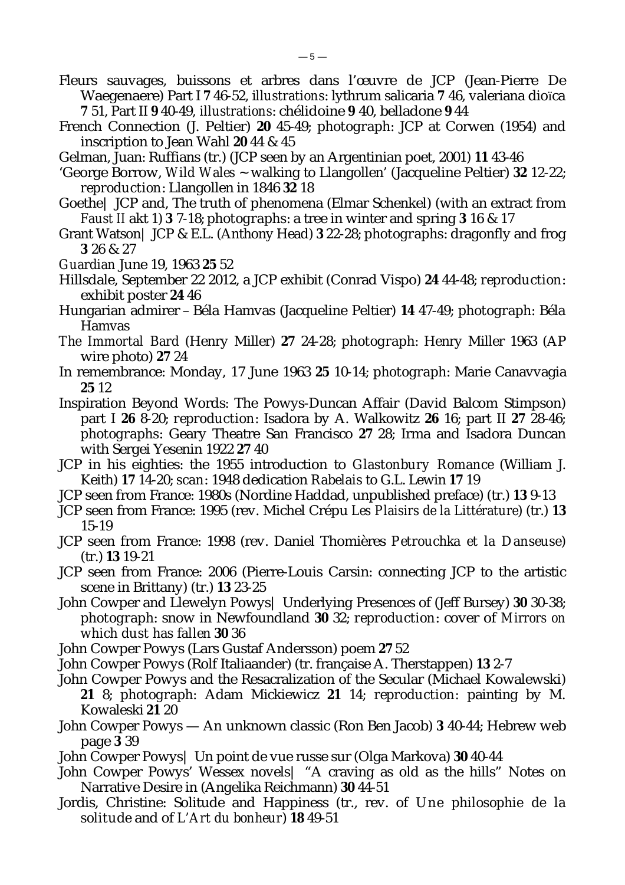Fleurs sauvages, buissons et arbres dans l'œuvre de JCP (Jean-Pierre De Waegenaere) Part I **7** 46-52, *illustrations*: lythrum salicaria **7** 46, valeriana dioïca **7** 51, Part II **9** 40-49, *illustrations*: chélidoine **9** 40, belladone **9** 44

French Connection (J. Peltier) **20** 45-49; *photograph*: JCP at Corwen (1954) and inscription to Jean Wahl **20** 44 & 45

Gelman, Juan: Ruffians (tr.) (JCP seen by an Argentinian poet, 2001) **11** 43-46

'George Borrow, *Wild Wales* ~ walking to Llangollen' (Jacqueline Peltier) **32** 12-22; *reproduction*: Llangollen in 1846 **32** 18

Goethe| JCP and, The truth of phenomena (Elmar Schenkel) (with an extract from *Faust II* akt 1) **3** 7-18; *photographs*: a tree in winter and spring **3** 16 & 17

Grant Watson| JCP & E.L. (Anthony Head) **3** 22-28; *photographs*: dragonfly and frog **3** 26 & 27

*Guardian* June 19, 1963 **25** 52

Hillsdale, September 22 2012, a JCP exhibit (Conrad Vispo) **24** 44-48; *reproduction*: exhibit poster **24** 46

Hungarian admirer – Béla Hamvas (Jacqueline Peltier) **14** 47-49; *photograph*: Béla Hamvas

*The Immortal Bard* (Henry Miller) **27** 24-28; *photograph*: Henry Miller 1963 (AP wire photo) **27** 24

In remembrance: Monday, 17 June 1963 **25** 10-14; *photograph*: Marie Canavvagia **25** 12

Inspiration Beyond Words: The Powys-Duncan Affair (David Balcom Stimpson) part I **26** 8-20; *reproduction*: Isadora by A. Walkowitz **26** 16; part II **27** 28-46; *photographs*: Geary Theatre San Francisco **27** 28; Irma and Isadora Duncan with Sergei Yesenin 1922 **27** 40

JCP in his eighties: the 1955 introduction to *Glastonbury Romance* (William J. Keith) **17** 14-20; *scan*: 1948 dedication *Rabelais* to G.L. Lewin **17** 19

JCP seen from France: 1980s (Nordine Haddad, unpublished preface) (tr.) **13** 9-13

JCP seen from France: 1995 (rev. Michel Crépu *Les Plaisirs de la Littérature*) (tr.) **13** 15-19

JCP seen from France: 1998 (rev. Daniel Thomières *Petrouchka et la Danseuse*) (tr.) **13** 19-21

JCP seen from France: 2006 (Pierre-Louis Carsin: connecting JCP to the artistic scene in Brittany) (tr.) **13** 23-25

John Cowper and Llewelyn Powys| Underlying Presences of (Jeff Bursey) **30** 30-38; *photograph*: snow in Newfoundland **30** 32; *reproduction*: cover of *Mirrors on which dust has fallen* **30** 36

John Cowper Powys (Lars Gustaf Andersson) poem **27** 52

John Cowper Powys (Rolf Italiaander) (tr. française A. Therstappen) **13** 2-7

John Cowper Powys and the Resacralization of the Secular (Michael Kowalewski) **21** 8; *photograph*: Adam Mickiewicz **21** 14; *reproduction*: painting by M. Kowaleski **21** 20

John Cowper Powys — An unknown classic (Ron Ben Jacob) **3** 40-44; Hebrew web page **3** 39

John Cowper Powys| Un point de vue russe sur (Olga Markova) **30** 40-44

John Cowper Powys' Wessex novels| "A craving as old as the hills" Notes on Narrative Desire in (Angelika Reichmann) **30** 44-51

Jordis, Christine: Solitude and Happiness (tr., rev. of *Une philosophie de la solitude* and of *L'Art du bonheur*) **18** 49-51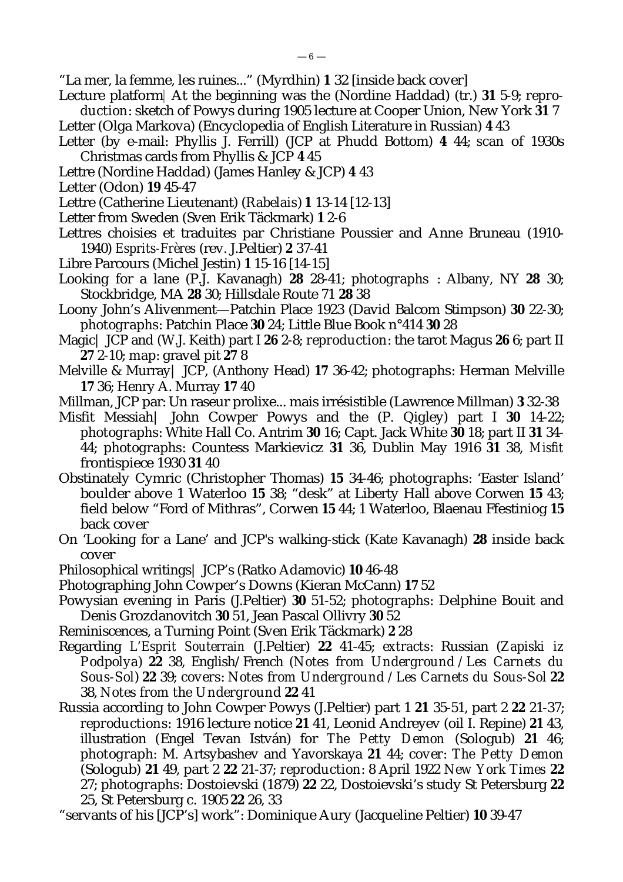"La mer, la femme, les ruines..." (Myrdhin) **1** 32 [inside back cover]

Lecture platform| At the beginning was the (Nordine Haddad) (tr.) **31** 5-9; *reproduction*: sketch of Powys during 1905 lecture at Cooper Union, New York **31** 7

Letter (Olga Markova) (Encyclopedia of English Literature in Russian) **4** 43

Letter (by e-mail: Phyllis J. Ferrill) (JCP at Phudd Bottom) **4** 44; scan of 1930s Christmas cards from Phyllis & JCP **4** 45

Lettre (Nordine Haddad) (James Hanley & JCP) **4** 43

Letter (Odon) **19** 45-47

Lettre (Catherine Lieutenant) (*Rabelais*) **1** 13-14 [12-13]

Letter from Sweden (Sven Erik Täckmark) **1** 2-6

Lettres choisies et traduites par Christiane Poussier and Anne Bruneau (1910-1940) *Esprits-Frères* (rev. J.Peltier) **2** 37-41

Libre Parcours (Michel Jestin) **1** 15-16 [14-15]

Looking for a lane (P.J. Kavanagh) **28** 28-41; *photographs* : Albany, NY **28** 30; Stockbridge, MA **28** 30; Hillsdale Route 71 **28** 38

Loony John's Alivenment—Patchin Place 1923 (David Balcom Stimpson) **30** 22-30; *photographs*: Patchin Place **30** 24; Little Blue Book n°414 **30** 28

Magic| JCP and (W.J. Keith) part I **26** 2-8; *reproduction*: the tarot Magus **26** 6; part II **27** 2-10; *map*: gravel pit **27** 8

Melville & Murray| JCP, (Anthony Head) **17** 36-42; *photographs*: Herman Melville **17** 36; Henry A. Murray **17** 40

Millman, JCP par: Un raseur prolixe... mais irrésistible (Lawrence Millman) **3** 32-38

Misfit Messiah| John Cowper Powys and the (P. Qigley) part I **30** 14-22; *photographs*: White Hall Co. Antrim **30** 16; Capt. Jack White **30** 18; part II **31** 34-44; *photographs*: Countess Markievicz **31** 36, Dublin May 1916 **31** 38, *Misfit* frontispiece 1930 **31** 40

Obstinately Cymric (Christopher Thomas) **15** 34-46; *photographs*: 'Easter Island' boulder above 1 Waterloo **15** 38; "desk" at Liberty Hall above Corwen **15** 43; field below "Ford of Mithras", Corwen **15** 44; 1 Waterloo, Blaenau Ffestiniog **15** back cover

On 'Looking for a Lane' and JCP's walking-stick (Kate Kavanagh) **28** inside back cover

Philosophical writings| JCP's (Ratko Adamovic) **10** 46-48

Photographing John Cowper's Downs (Kieran McCann) **17** 52

Powysian evening in Paris (J.Peltier) **30** 51-52; *photographs*: Delphine Bouit and Denis Grozdanovitch **30** 51, Jean Pascal Ollivry **30** 52

Reminiscences, a Turning Point (Sven Erik Täckmark) **2** 28

Regarding *L'Esprit Souterrain* (J.Peltier) **22** 41-45; *extracts*: Russian (*Zapiski iz Podpolya*) **22** 38, English/French (*Notes from Underground / Les Carnets du Sous-Sol*) **22** 39; *covers*: *Notes from Underground / Les Carnets du Sous-Sol* **22** 38, *Notes from the Underground* **22** 41

Russia according to John Cowper Powys (J.Peltier) part 1 **21** 35-51, part 2 **22** 21-37; *reproductions*: 1916 lecture notice **21** 41, Leonid Andreyev (oil I. Repine) **21** 43, illustration (Engel Tevan István) for *The Petty Demon* (Sologub) **21** 46; *photograph*: M. Artsybashev and Yavorskaya **21** 44; *cover*: *The Petty Demon* (Sologub) **21** 49, part 2 **22** 21-37; *reproduction*: 8 April 1922 *New York Times* **22** 27; *photographs*: Dostoievski (1879) **22** 22, Dostoievski's study St Petersburg **22** 25, St Petersburg c. 1905 **22** 26, 33

"servants of his [JCP's] work": Dominique Aury (Jacqueline Peltier) **10** 39-47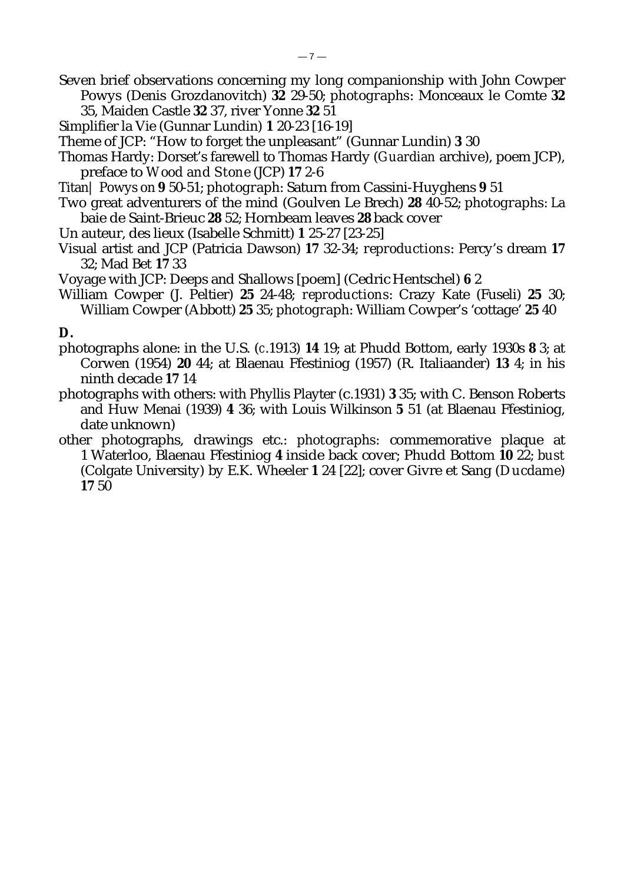Seven brief observations concerning my long companionship with John Cowper Powys (Denis Grozdanovitch) **32** 29-50; *photographs*: Monceaux le Comte **32** 35, Maiden Castle **32** 37, river Yonne **32** 51

Simplifier la Vie (Gunnar Lundin) **1** 20-23 [16-19]

Theme of JCP: "How to forget the unpleasant" (Gunnar Lundin) **3** 30

Thomas Hardy: Dorset's farewell to Thomas Hardy (*Guardian* archive), poem JCP), preface to *Wood and Stone* (JCP) **17** 2-6

Titan| Powys on **9** 50-51; *photograph*: Saturn from Cassini-Huyghens **9** 51

Two great adventurers of the mind (Goulven Le Brech) **28** 40-52; *photographs*: La baie de Saint-Brieuc **28** 52; Hornbeam leaves **28** back cover

Un auteur, des lieux (Isabelle Schmitt) **1** 25-27 [23-25]

Visual artist and JCP (Patricia Dawson) **17** 32-34; *reproductions*: Percy's dream **17** 32; Mad Bet **17** 33

Voyage with JCP: Deeps and Shallows [poem] (Cedric Hentschel) **6** 2

William Cowper (J. Peltier) **25** 24-48; *reproductions*: Crazy Kate (Fuseli) **25** 30; William Cowper (Abbott) **25** 35; *photograph*: William Cowper's 'cottage' **25** 40

**D.**

photographs alone: in the U.S. (*c*.1913) **14** 19; at Phudd Bottom, early 1930s **8** 3; at Corwen (1954) **20** 44; at Blaenau Ffestiniog (1957) (R. Italiaander) **13** 4; in his ninth decade **17** 14

photographs with others: with Phyllis Playter (c.1931) **3** 35; with C. Benson Roberts and Huw Menai (1939) **4** 36; with Louis Wilkinson **5** 51 (at Blaenau Ffestiniog, date unknown)

other photographs, drawings etc.: *photographs*: commemorative plaque at 1 Waterloo, Blaenau Ffestiniog **4** inside back cover; Phudd Bottom **10** 22; *bust* (Colgate University) by E.K. Wheeler **1** 24 [22]; cover Givre et Sang (*Ducdame*) **17** 50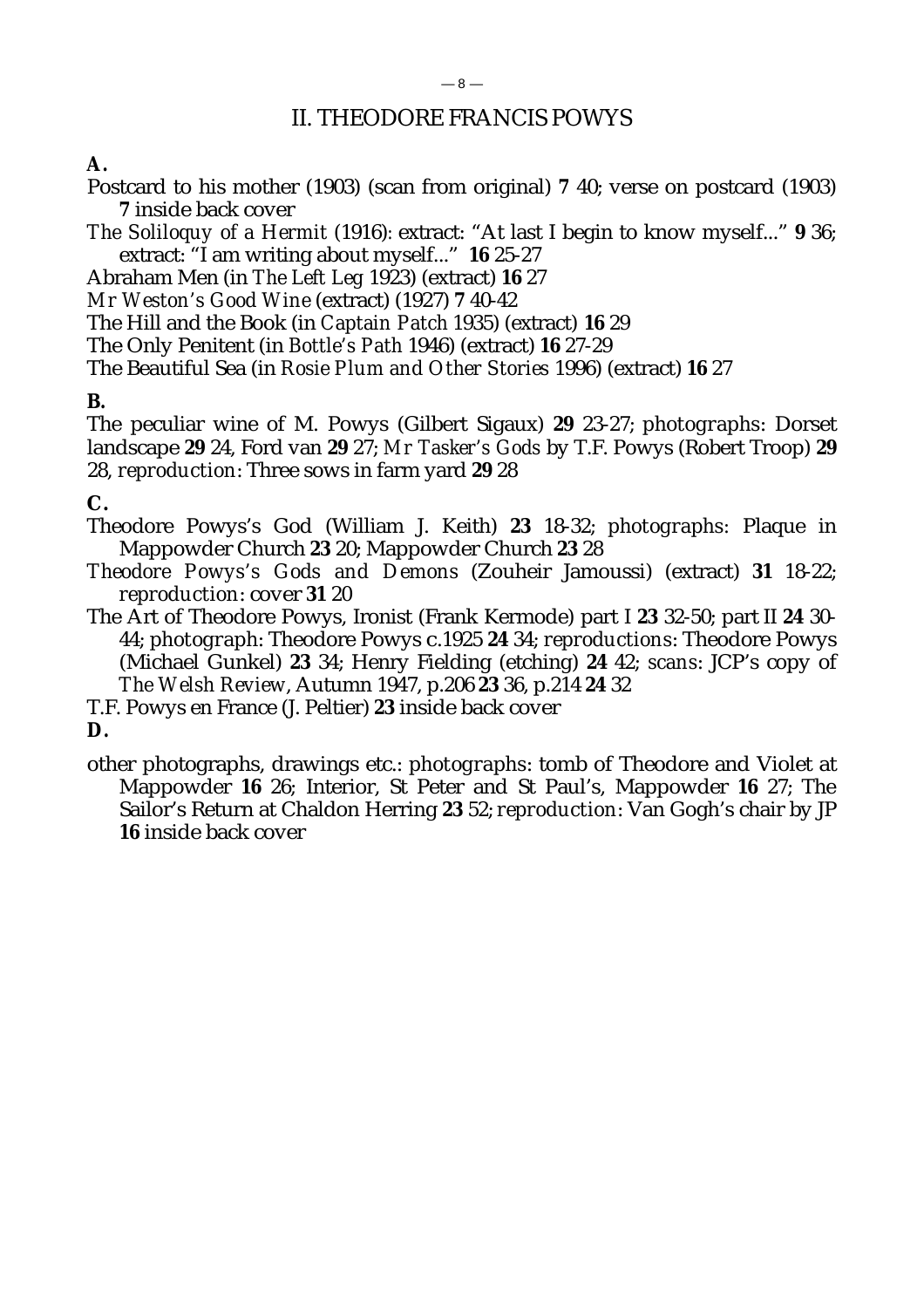## II. THEODORE FRANCIS POWYS

**A.**

Postcard to his mother (1903) (scan from original) **7** 40; verse on postcard (1903) **7** inside back cover

*The Soliloquy of a Hermit* (1916): extract: "At last I begin to know myself..." **9** 36; extract: "I am writing about myself..." **16** 25-27

Abraham Men (in *The Left Leg* 1923) (extract) **16** 27

*Mr Weston's Good Wine* (extract) (1927) **7** 40-42

The Hill and the Book (in *Captain Patch* 1935) (extract) **16** 29

The Only Penitent (in *Bottle's Path* 1946) (extract) **16** 27-29

The Beautiful Sea (in *Rosie Plum and Other Stories* 1996) (extract) **16** 27

**B.**

The peculiar wine of M. Powys (Gilbert Sigaux) **29** 23-27; *photographs*: Dorset landscape **29** 24, Ford van **29** 27; *Mr Tasker's Gods* by T.F. Powys (Robert Troop) **29** 28, *reproduction*: Three sows in farm yard **29** 28

**C.**

Theodore Powys's God (William J. Keith) **23** 18-32; *photographs*: Plaque in Mappowder Church **23** 20; Mappowder Church **23** 28

*Theodore Powys's Gods and Demons* (Zouheir Jamoussi) (extract) **31** 18-22; *reproduction*: cover **31** 20

The Art of Theodore Powys, Ironist (Frank Kermode) part I **23** 32-50; part II **24** 30-44; *photograph*: Theodore Powys c.1925 **24** 34; *reproductions*: Theodore Powys (Michael Gunkel) **23** 34; Henry Fielding (etching) **24** 42; *scans*: JCP's copy of *The Welsh Review*, Autumn 1947, p.206 **23** 36, p.214 **24** 32

T.F. Powys en France (J. Peltier) **23** inside back cover

**D.**

other photographs, drawings etc.: *photographs*: tomb of Theodore and Violet at Mappowder **16** 26; Interior, St Peter and St Paul's, Mappowder **16** 27; The Sailor's Return at Chaldon Herring **23** 52; *reproduction*: Van Gogh's chair by JP **16** inside back cover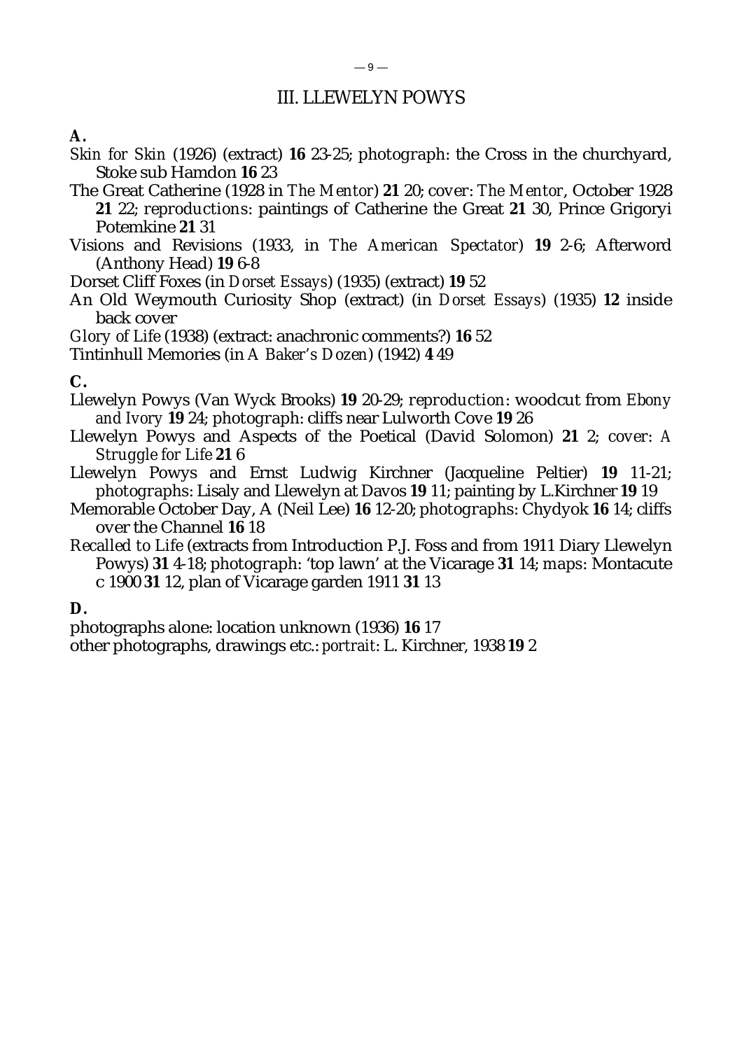## III. LLEWELYN POWYS

**A.**

*Skin for Skin* (1926) (extract) **16** 23-25; *photograph*: the Cross in the churchyard, Stoke sub Hamdon **16** 23

The Great Catherine (1928 in *The Mentor*) **21** 20; *cover*: *The Mentor*, October 1928 **21** 22; *reproductions*: paintings of Catherine the Great **21** 30, Prince Grigoryi Potemkine **21** 31

Visions and Revisions (1933, in *The American Spectator*) **19** 2-6; Afterword (Anthony Head) **19** 6-8

Dorset Cliff Foxes (in *Dorset Essays*) (1935) (extract) **19** 52

An Old Weymouth Curiosity Shop (extract) (in *Dorset Essays*) (1935) **12** inside back cover

*Glory of Life* (1938) (extract: anachronic comments?) **16** 52

Tintinhull Memories (in *A Baker's Dozen*) (1942) **4** 49

**C.**

Llewelyn Powys (Van Wyck Brooks) **19** 20-29; *reproduction*: woodcut from *Ebony and Ivory* **19** 24; *photograph*: cliffs near Lulworth Cove **19** 26

Llewelyn Powys and Aspects of the Poetical (David Solomon) **21** 2; *cover*: *A Struggle for Life* **21** 6

Llewelyn Powys and Ernst Ludwig Kirchner (Jacqueline Peltier) **19** 11-21; *photographs*: Lisaly and Llewelyn at Davos **19** 11; painting by L.Kirchner **19** 19

Memorable October Day, A (Neil Lee) **16** 12-20; *photographs*: Chydyok **16** 14; cliffs over the Channel **16** 18

*Recalled to Life* (extracts from Introduction P.J. Foss and from 1911 Diary Llewelyn Powys) **31** 4-18; *photograph*: 'top lawn' at the Vicarage **31** 14; *maps*: Montacute c 1900 **31** 12, plan of Vicarage garden 1911 **31** 13

**D.**

photographs alone: location unknown (1936) **16** 17

other photographs, drawings etc.: *portrait*: L. Kirchner, 1938 **19** 2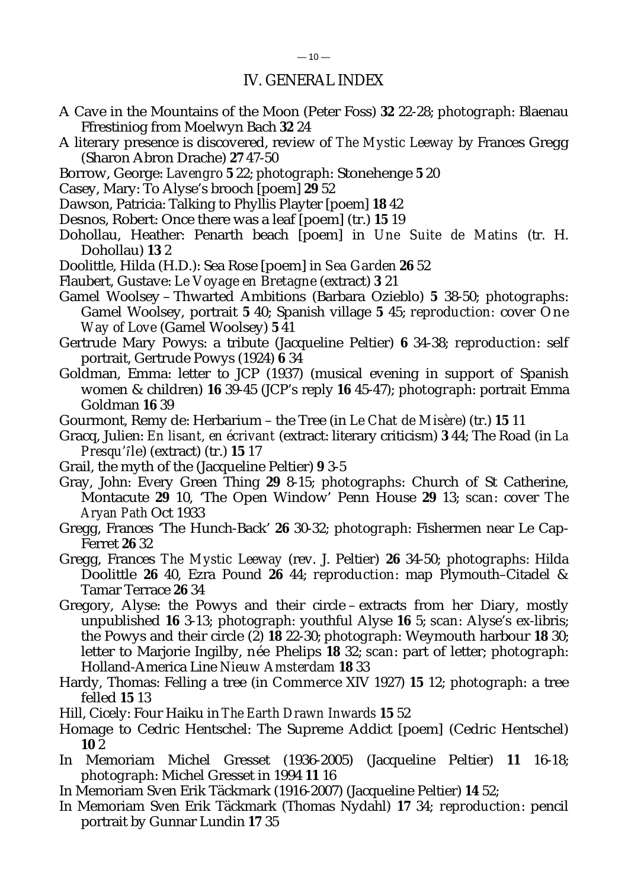## IV. GENERAL INDEX

A Cave in the Mountains of the Moon (Peter Foss) **32** 22-28; photograph: Blaenau Ffrestiniog from Moelwyn Bach **32** 24

A literary presence is discovered, review of *The Mystic Leeway* by Frances Gregg (Sharon Abron Drache) **27** 47-50

Borrow, George: *Lavengro* **5** 22; photograph: Stonehenge **5** 20

Casey, Mary: To Alyse's brooch [poem] **29** 52

Dawson, Patricia: Talking to Phyllis Playter [poem] **18** 42

Desnos, Robert: Once there was a leaf [poem] (tr.) **15** 19

Dohollau, Heather: Penarth beach [poem] in *Une Suite de Matins* (tr. H. Dohollau) **13** 2

Doolittle, Hilda (H.D.): Sea Rose [poem] in *Sea Garden* **26** 52

Flaubert, Gustave: *Le Voyage en Bretagne* (extract) **3** 21

Gamel Woolsey – Thwarted Ambitions (Barbara Ozieblo) **5** 38-50; photographs: Gamel Woolsey, portrait **5** 40; Spanish village **5** 45; reproduction: cover *One Way of Love* (Gamel Woolsey) **5** 41

Gertrude Mary Powys: a tribute (Jacqueline Peltier) **6** 34-38; reproduction: self portrait, Gertrude Powys (1924) **6** 34

Goldman, Emma: letter to JCP (1937) (musical evening in support of Spanish women & children) **16** 39-45 (JCP's reply **16** 45-47); photograph: portrait Emma Goldman **16** 39

Gourmont, Remy de: Herbarium – the Tree (in *Le Chat de Misère*) (tr.) **15** 11

Gracq, Julien: *En lisant, en écrivant* (extract: literary criticism) **3** 44; The Road (in *La Presqu'île*) (extract) (tr.) **15** 17

Grail, the myth of the (Jacqueline Peltier) **9** 3-5

Gray, John: Every Green Thing **29** 8-15; photographs: Church of St Catherine, Montacute **29** 10, 'The Open Window' Penn House **29** 13; scan: cover *The Aryan Path* Oct 1933

Gregg, Frances 'The Hunch-Back' **26** 30-32; photograph: Fishermen near Le Cap-Ferret **26** 32

Gregg, Frances *The Mystic Leeway* (rev. J. Peltier) **26** 34-50; photographs: Hilda Doolittle **26** 40, Ezra Pound **26** 44; reproduction: map Plymouth–Citadel & Tamar Terrace **26** 34

Gregory, Alyse: the Powys and their circle – extracts from her Diary, mostly unpublished **16** 3-13; photograph: youthful Alyse **16** 5; scan: Alyse's ex-libris; the Powys and their circle (2) **18** 22-30; photograph: Weymouth harbour **18** 30; letter to Marjorie Ingilby, née Phelips **18** 32; scan: part of letter; photograph: Holland-America Line *Nieuw Amsterdam* **18** 33

Hardy, Thomas: Felling a tree (in *Commerce* XIV 1927) **15** 12; photograph: a tree felled **15** 13

Hill, Cicely: Four Haiku in *The Earth Drawn Inwards* **15** 52

Homage to Cedric Hentschel: The Supreme Addict [poem] (Cedric Hentschel) **10** 2

In Memoriam Michel Gresset (1936-2005) (Jacqueline Peltier) **11** 16-18; photograph: Michel Gresset in 1994 **11** 16

In Memoriam Sven Erik Täckmark (1916-2007) (Jacqueline Peltier) **14** 52;

In Memoriam Sven Erik Täckmark (Thomas Nydahl) **17** 34; reproduction: pencil portrait by Gunnar Lundin **17** 35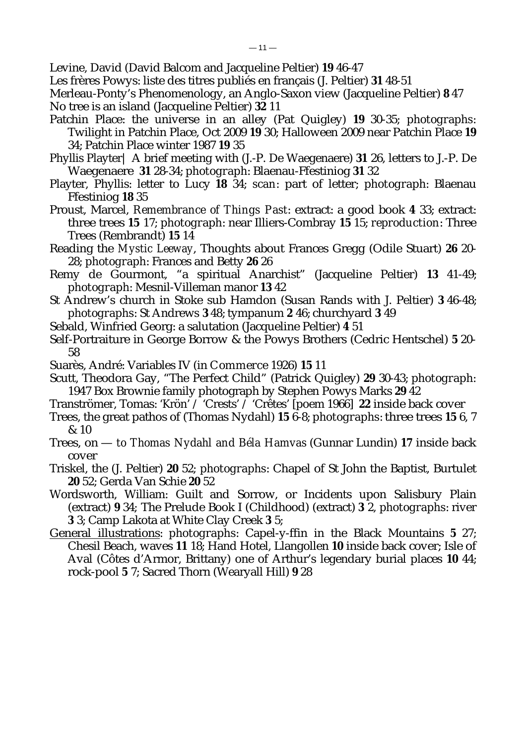Levine, David (David Balcom and Jacqueline Peltier) **19** 46-47

Les frères Powys: liste des titres publiés en français (J. Peltier) **31** 48-51

Merleau-Ponty's Phenomenology, an Anglo-Saxon view (Jacqueline Peltier) **8** 47

No tree is an island (Jacqueline Peltier) **32** 11

Patchin Place: the universe in an alley (Pat Quigley) **19** 30-35; *photographs*: Twilight in Patchin Place, Oct 2009 **19** 30; Halloween 2009 near Patchin Place **19** 34; Patchin Place winter 1987 **19** 35

Phyllis Playter| A brief meeting with (J.-P. De Waegenaere) **31** 26, letters to J.-P. De Waegenaere **31** 28-34; *photograph*: Blaenau-Ffestiniog **31** 32

Playter, Phyllis: letter to Lucy **18** 34; *scan*: part of letter; *photograph*: Blaenau Ffestiniog **18** 35

Proust, Marcel, *Remembrance of Things Past*: extract: a good book **4** 33; extract: three trees **15** 17; *photograph*: near Illiers-Combray **15** 15; *reproduction*: Three Trees (Rembrandt) **15** 14

Reading the *Mystic Leeway*, Thoughts about Frances Gregg (Odile Stuart) **26** 20-28; *photograph*: Frances and Betty **26** 26

Remy de Gourmont, "a spiritual Anarchist" (Jacqueline Peltier) **13** 41-49; *photograph*: Mesnil-Villeman manor **13** 42

St Andrew's church in Stoke sub Hamdon (Susan Rands with J. Peltier) **3** 46-48; *photographs*: St Andrews **3** 48; tympanum **2** 46; churchyard **3** 49

Sebald, Winfried Georg: a salutation (Jacqueline Peltier) **4** 51

Self-Portraiture in George Borrow & the Powys Brothers (Cedric Hentschel) **5** 20-58

Suarès, André: Variables IV (in *Commerce* 1926) **15** 11

Scutt, Theodora Gay, "The Perfect Child" (Patrick Quigley) **29** 30-43; *photograph*: 1947 Box Brownie family photograph by Stephen Powys Marks **29** 42

Tranströmer, Tomas: 'Krön' / 'Crests' / 'Crêtes' [poem 1966] **22** inside back cover

Trees, the great pathos of (Thomas Nydahl) **15** 6-8; *photographs*: three trees **15** 6, 7 & 10

Trees, on — *to Thomas Nydahl and Béla Hamvas* (Gunnar Lundin) **17** inside back cover

Triskel, the (J. Peltier) **20** 52; *photographs*: Chapel of St John the Baptist, Burtulet **20** 52; Gerda Van Schie **20** 52

Wordsworth, William: Guilt and Sorrow, or Incidents upon Salisbury Plain (extract) **9** 34; The Prelude Book I (Childhood) (extract) **3** 2, *photographs*: river **3** 3; Camp Lakota at White Clay Creek **3** 5;

<u>General illustrations</u>: *photographs*: Capel-y-ffin in the Black Mountains **5** 27; Chesil Beach, waves **11** 18; Hand Hotel, Llangollen **10** inside back cover; Isle of Aval (Côtes d'Armor, Brittany) one of Arthur's legendary burial places **10** 44; rock-pool **5** 7; Sacred Thorn (Wearyall Hill) **9** 28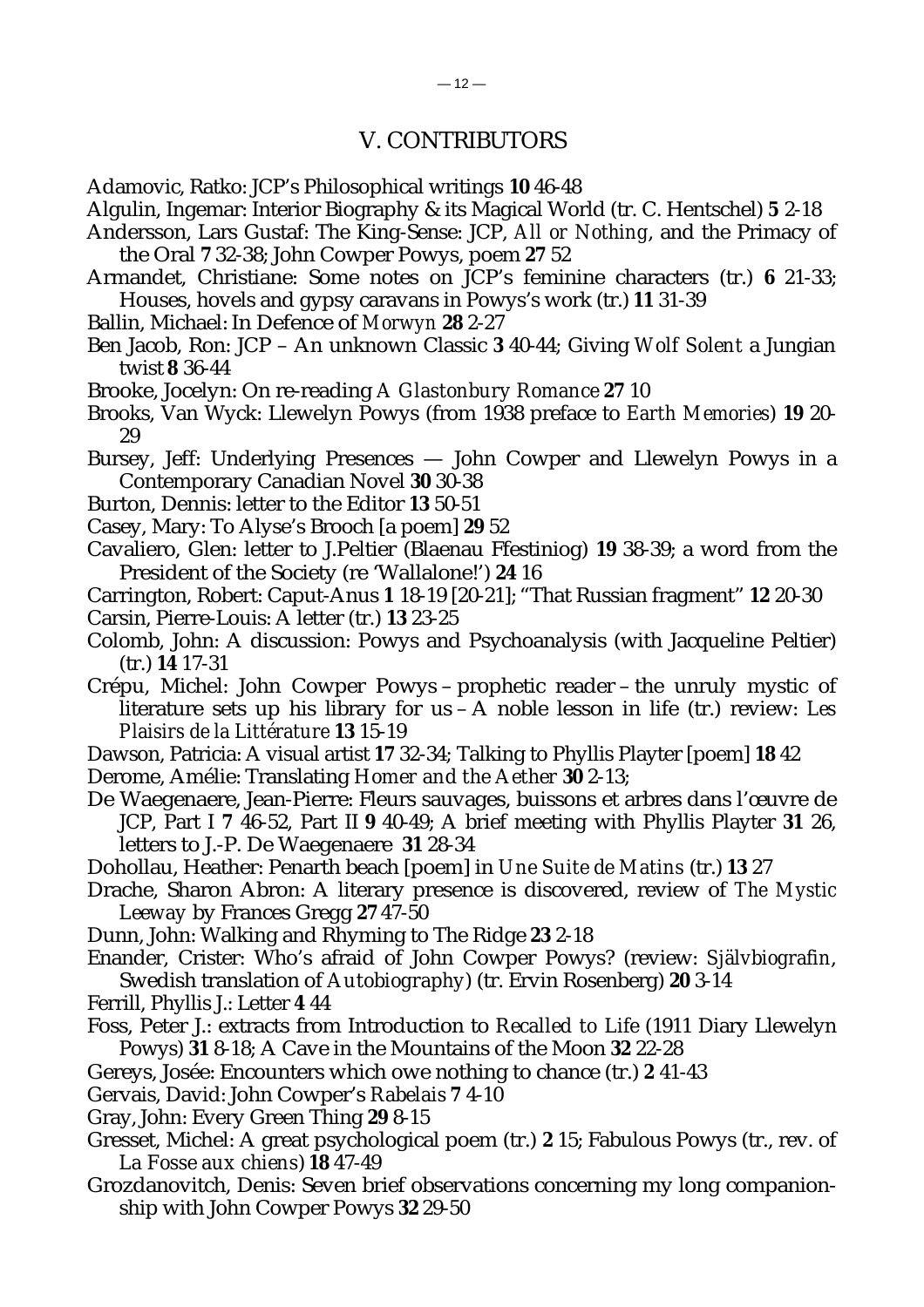## V. CONTRIBUTORS

Adamovic, Ratko: JCP's Philosophical writings **10** 46-48

Algulin, Ingemar: Interior Biography & its Magical World (tr. C. Hentschel) **5** 2-18

Andersson, Lars Gustaf: The King-Sense: JCP, *All or Nothing*, and the Primacy of the Oral **7** 32-38; John Cowper Powys, poem **27** 52

Armandet, Christiane: Some notes on JCP's feminine characters (tr.) **6** 21-33; Houses, hovels and gypsy caravans in Powys's work (tr.) **11** 31-39

Ballin, Michael: In Defence of *Morwyn* **28** 2-27

Ben Jacob, Ron: JCP – An unknown Classic **3** 40-44; Giving *Wolf Solent* a Jungian twist **8** 36-44

Brooke, Jocelyn: On re-reading *A Glastonbury Romance* **27** 10

Brooks, Van Wyck: Llewelyn Powys (from 1938 preface to *Earth Memories*) **19** 20-29

Bursey, Jeff: Underlying Presences — John Cowper and Llewelyn Powys in a Contemporary Canadian Novel **30** 30-38

Burton, Dennis: letter to the Editor **13** 50-51

Casey, Mary: To Alyse's Brooch [a poem] **29** 52

Cavaliero, Glen: letter to J.Peltier (Blaenau Ffestiniog) **19** 38-39; a word from the President of the Society (re 'Wallalone!') **24** 16

Carrington, Robert: Caput-Anus **1** 18-19 [20-21]; "That Russian fragment" **12** 20-30

Carsin, Pierre-Louis: A letter (tr.) **13** 23-25

Colomb, John: A discussion: Powys and Psychoanalysis (with Jacqueline Peltier) (tr.) **14** 17-31

Crépu, Michel: John Cowper Powys – prophetic reader – the unruly mystic of literature sets up his library for us – A noble lesson in life (tr.) review: *Les Plaisirs de la Littérature* **13** 15-19

Dawson, Patricia: A visual artist **17** 32-34; Talking to Phyllis Playter [poem] **18** 42

Derome, Amélie: Translating *Homer and the Aether* **30** 2-13;

De Waegenaere, Jean-Pierre: Fleurs sauvages, buissons et arbres dans l'œuvre de JCP, Part I **7** 46-52, Part II **9** 40-49; A brief meeting with Phyllis Playter **31** 26, letters to J.-P. De Waegenaere **31** 28-34

Dohollau, Heather: Penarth beach [poem] in *Une Suite de Matins* (tr.) **13** 27

Drache, Sharon Abron: A literary presence is discovered, review of *The Mystic Leeway* by Frances Gregg **27** 47-50

Dunn, John: Walking and Rhyming to The Ridge **23** 2-18

Enander, Crister: Who's afraid of John Cowper Powys? (review: *Självbiografin*, Swedish translation of *Autobiography*) (tr. Ervin Rosenberg) **20** 3-14

Ferrill, Phyllis J.: Letter **4** 44

Foss, Peter J.: extracts from Introduction to *Recalled to Life* (1911 Diary Llewelyn Powys) **31** 8-18; A Cave in the Mountains of the Moon **32** 22-28

Gereys, Josée: Encounters which owe nothing to chance (tr.) **2** 41-43

Gervais, David: John Cowper's *Rabelais* **7** 4-10

Gray, John: Every Green Thing **29** 8-15

Gresset, Michel: A great psychological poem (tr.) **2** 15; Fabulous Powys (tr., rev. of *La Fosse aux chiens*) **18** 47-49

Grozdanovitch, Denis: Seven brief observations concerning my long companionship with John Cowper Powys **32** 29-50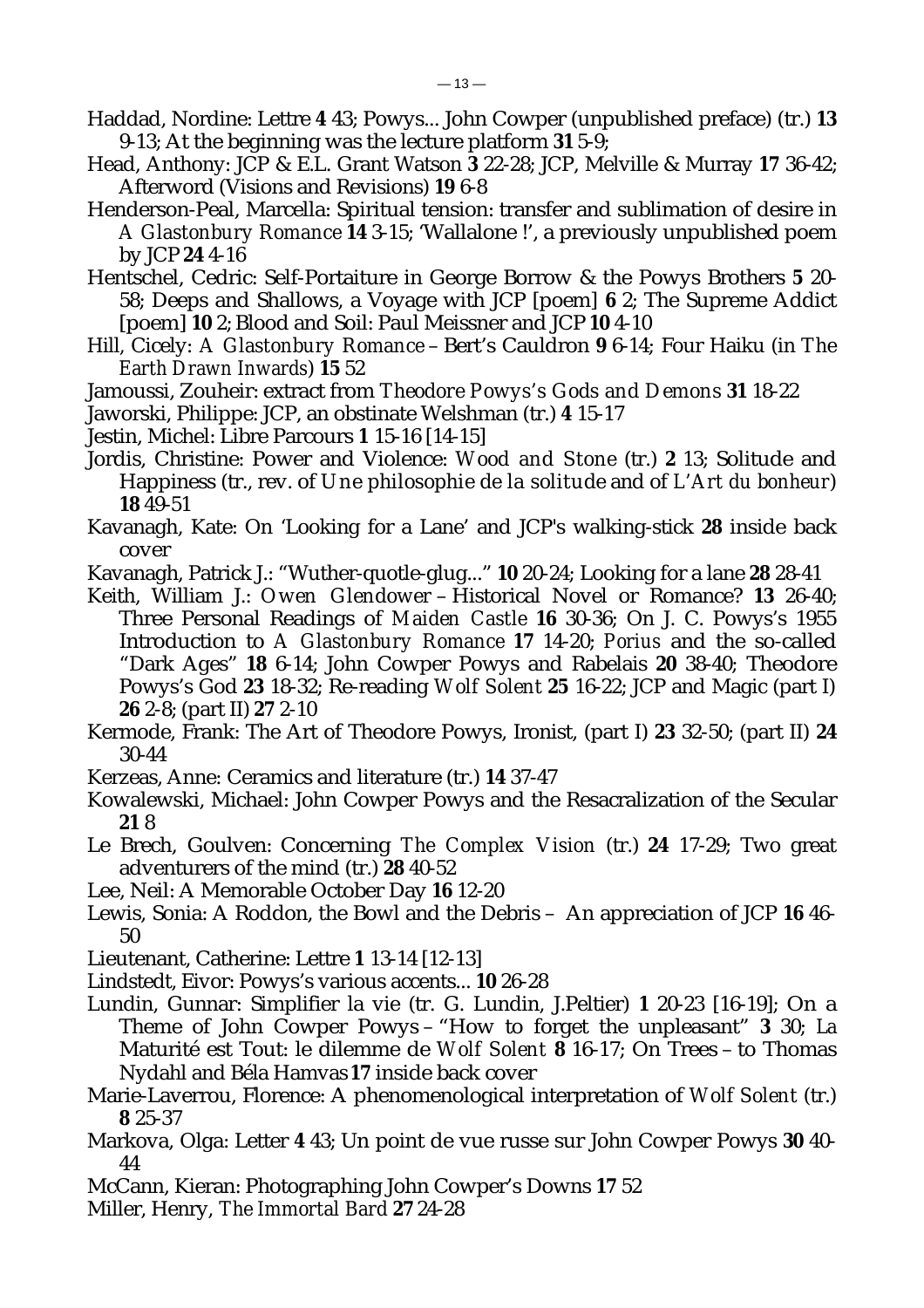Haddad, Nordine: Lettre **4** 43; Powys... John Cowper (unpublished preface) (tr.) **13** 9-13; At the beginning was the lecture platform **31** 5-9;

Head, Anthony: JCP & E.L. Grant Watson **3** 22-28; JCP, Melville & Murray **17** 36-42; Afterword (Visions and Revisions) **19** 6-8

Henderson-Peal, Marcella: Spiritual tension: transfer and sublimation of desire in *A Glastonbury Romance* **14** 3-15; 'Wallalone !', a previously unpublished poem by JCP **24** 4-16

Hentschel, Cedric: Self-Portaiture in George Borrow & the Powys Brothers **5** 20-58; Deeps and Shallows, a Voyage with JCP [poem] **6** 2; The Supreme Addict [poem] **10** 2; Blood and Soil: Paul Meissner and JCP **10** 4-10

Hill, Cicely: *A Glastonbury Romance* – Bert's Cauldron **9** 6-14; Four Haiku (in *The Earth Drawn Inwards*) **15** 52

Jamoussi, Zouheir: extract from *Theodore Powys's Gods and Demons* **31** 18-22

Jaworski, Philippe: JCP, an obstinate Welshman (tr.) **4** 15-17

Jestin, Michel: Libre Parcours **1** 15-16 [14-15]

Jordis, Christine: Power and Violence: *Wood and Stone* (tr.) **2** 13; Solitude and Happiness (tr., rev. of *Une philosophie de la solitude* and of *L'Art du bonheur*) **18** 49-51

Kavanagh, Kate: On 'Looking for a Lane' and JCP's walking-stick **28** inside back cover

Kavanagh, Patrick J.: "Wuther-quotle-glug..." **10** 20-24; Looking for a lane **28** 28-41

Keith, William J.: *Owen Glendower* – Historical Novel or Romance? **13** 26-40; Three Personal Readings of *Maiden Castle* **16** 30-36; On J. C. Powys's 1955 Introduction to *A Glastonbury Romance* **17** 14-20; *Porius* and the so-called "Dark Ages" **18** 6-14; John Cowper Powys and Rabelais **20** 38-40; Theodore Powys's God **23** 18-32; Re-reading *Wolf Solent* **25** 16-22; JCP and Magic (part I) **26** 2-8; (part II) **27** 2-10

Kermode, Frank: The Art of Theodore Powys, Ironist, (part I) **23** 32-50; (part II) **24** 30-44

Kerzeas, Anne: Ceramics and literature (tr.) **14** 37-47

Kowalewski, Michael: John Cowper Powys and the Resacralization of the Secular **21** 8

Le Brech, Goulven: Concerning *The Complex Vision* (tr.) **24** 17-29; Two great adventurers of the mind (tr.) **28** 40-52

Lee, Neil: A Memorable October Day **16** 12-20

Lewis, Sonia: A Roddon, the Bowl and the Debris – An appreciation of JCP **16** 46-50

Lieutenant, Catherine: Lettre **1** 13-14 [12-13]

Lindstedt, Eivor: Powys's various accents... **10** 26-28

Lundin, Gunnar: Simplifier la vie (tr. G. Lundin, J.Peltier) **1** 20-23 [16-19]; On a Theme of John Cowper Powys – "How to forget the unpleasant" **3** 30; La Maturité est Tout: le dilemme de *Wolf Solent* **8** 16-17; On Trees – to Thomas Nydahl and Béla Hamvas **17** inside back cover

Marie-Laverrou, Florence: A phenomenological interpretation of *Wolf Solent* (tr.) **8** 25-37

Markova, Olga: Letter **4** 43; Un point de vue russe sur John Cowper Powys **30** 40-44

McCann, Kieran: Photographing John Cowper's Downs **17** 52

Miller, Henry, *The Immortal Bard* **27** 24-28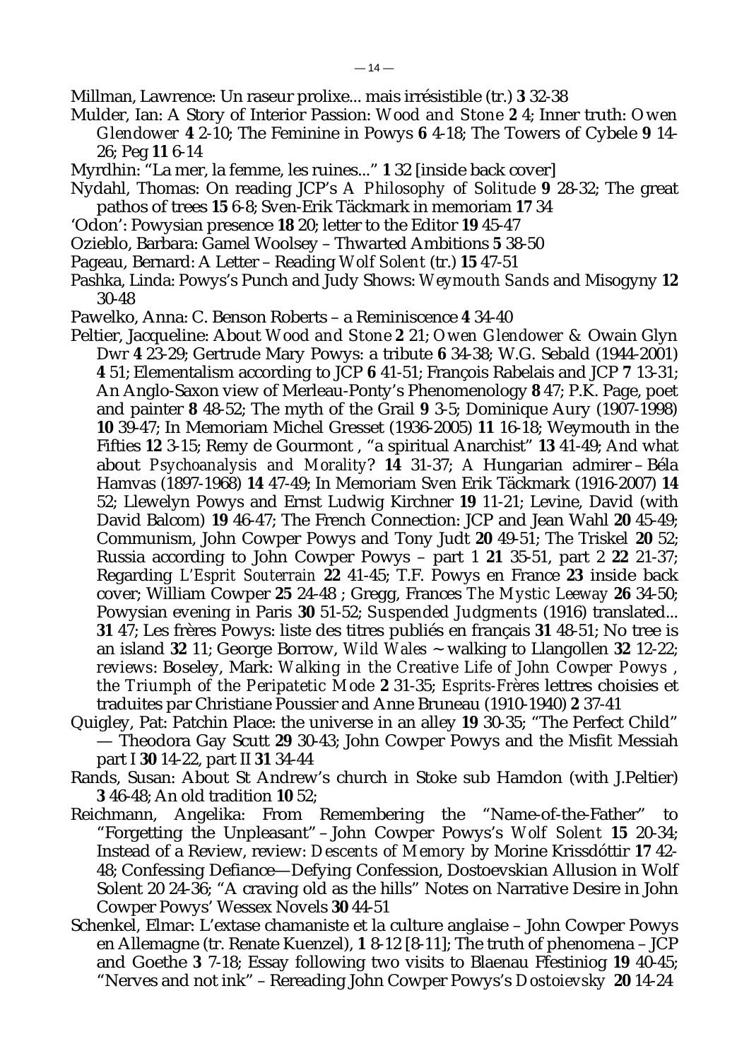Millman, Lawrence: Un raseur prolixe... mais irrésistible (tr.) **3** 32-38

Mulder, Ian: A Story of Interior Passion: *Wood and Stone* **2** 4; Inner truth: *Owen Glendower* **4** 2-10; The Feminine in Powys **6** 4-18; The Towers of Cybele **9** 14-26; Peg **11** 6-14

Myrdhin: “La mer, la femme, les ruines...” **1** 32 [inside back cover]

Nydahl, Thomas: On reading JCP’s *A Philosophy of Solitude* **9** 28-32; The great pathos of trees **15** 6-8; Sven-Erik Täckmark in memoriam **17** 34

‘Odon’: Powysian presence **18** 20; letter to the Editor **19** 45-47

Ozieblo, Barbara: Gamel Woolsey – Thwarted Ambitions **5** 38-50

Pageau, Bernard: A Letter – Reading *Wolf Solent* (tr.) **15** 47-51

Pashka, Linda: Powys’s Punch and Judy Shows: *Weymouth Sands* and Misogyny **12** 30-48

Pawelko, Anna: C. Benson Roberts – a Reminiscence **4** 34-40

Peltier, Jacqueline: About *Wood and Stone* **2** 21; *Owen Glendower* & Owain Glyn Dwr **4** 23-29; Gertrude Mary Powys: a tribute **6** 34-38; W.G. Sebald (1944-2001) **4** 51; Elementalism according to JCP **6** 41-51; François Rabelais and JCP **7** 13-31; An Anglo-Saxon view of Merleau-Ponty’s Phenomenology **8** 47; P.K. Page, poet and painter **8** 48-52; The myth of the Grail **9** 3-5; Dominique Aury (1907-1998) **10** 39-47; In Memoriam Michel Gresset (1936-2005) **11** 16-18; Weymouth in the Fifties **12** 3-15; Remy de Gourmont , “a spiritual Anarchist” **13** 41-49; And what about *Psychoanalysis and Morality*? **14** 31-37; A Hungarian admirer – Béla Hamvas (1897-1968) **14** 47-49; In Memoriam Sven Erik Täckmark (1916-2007) **14** 52; Llewelyn Powys and Ernst Ludwig Kirchner **19** 11-21; Levine, David (with David Balcom) **19** 46-47; The French Connection: JCP and Jean Wahl **20** 45-49; Communism, John Cowper Powys and Tony Judt **20** 49-51; The Triskel **20** 52; Russia according to John Cowper Powys – part 1 **21** 35-51, part 2 **22** 21-37; Regarding *L’Esprit Souterrain* **22** 41-45; T.F. Powys en France **23** inside back cover; William Cowper **25** 24-48 ; Gregg, Frances *The Mystic Leeway* **26** 34-50; Powysian evening in Paris **30** 51-52; *Suspended Judgments* (1916) translated... **31** 47; Les frères Powys: liste des titres publiés en français **31** 48-51; No tree is an island **32** 11; George Borrow, *Wild Wales* ~ walking to Llangollen **32** 12-22; *reviews*: Boseley, Mark: *Walking in the Creative Life of John Cowper Powys , the Triumph of the Peripatetic Mode* **2** 31-35; *Esprits-Frères* lettres choisies et traduites par Christiane Poussier and Anne Bruneau (1910-1940) **2** 37-41

Quigley, Pat: Patchin Place: the universe in an alley **19** 30-35; “The Perfect Child” — Theodora Gay Scutt **29** 30-43; John Cowper Powys and the Misfit Messiah part I **30** 14-22, part II **31** 34-44

Rands, Susan: About St Andrew’s church in Stoke sub Hamdon (with J.Peltier) **3** 46-48; An old tradition **10** 52;

Reichmann, Angelika: From Remembering the “Name-of-the-Father” to “Forgetting the Unpleasant” – John Cowper Powys’s *Wolf Solent* **15** 20-34; Instead of a Review, review: *Descents of Memory* by Morine Krissdóttir **17** 42-48; Confessing Defiance—Defying Confession, Dostoevskian Allusion in Wolf Solent 20 24-36; “A craving old as the hills” Notes on Narrative Desire in John Cowper Powys’ Wessex Novels **30** 44-51

Schenkel, Elmar: L’extase chamaniste et la culture anglaise – John Cowper Powys en Allemagne (tr. Renate Kuenzel), **1** 8-12 [8-11]; The truth of phenomena – JCP and Goethe **3** 7-18; Essay following two visits to Blaenau Ffestiniog **19** 40-45; “Nerves and not ink” – Rereading John Cowper Powys’s *Dostoievsky* **20** 14-24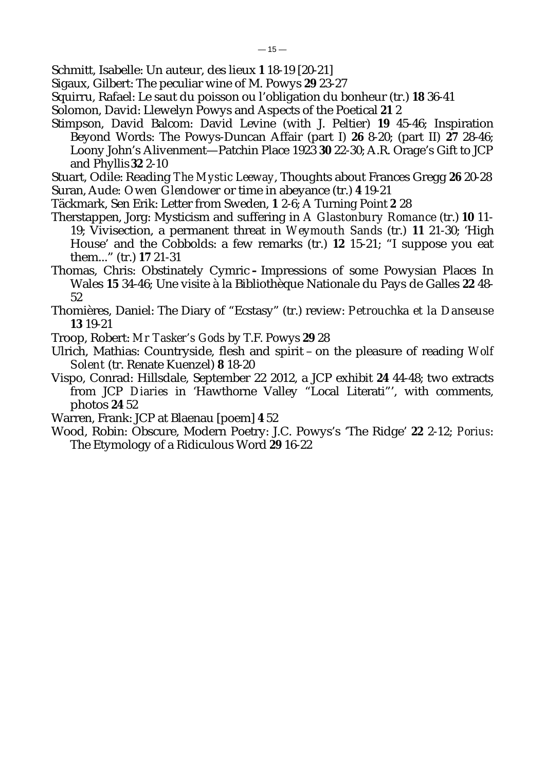Schmitt, Isabelle: Un auteur, des lieux **1** 18-19 [20-21]

Sigaux, Gilbert: The peculiar wine of M. Powys **29** 23-27

Squirru, Rafael: Le saut du poisson ou l'obligation du bonheur (tr.) **18** 36-41

Solomon, David: Llewelyn Powys and Aspects of the Poetical **21** 2

Stimpson, David Balcom: David Levine (with J. Peltier) **19** 45-46; Inspiration Beyond Words: The Powys-Duncan Affair (part I) **26** 8-20; (part II) **27** 28-46; Loony John's Alivenment—Patchin Place 1923 **30** 22-30; A.R. Orage's Gift to JCP and Phyllis **32** 2-10

Stuart, Odile: Reading *The Mystic Leeway*, Thoughts about Frances Gregg **26** 20-28

Suran, Aude: *Owen Glendower* or time in abeyance (tr.) **4** 19-21

Täckmark, Sen Erik: Letter from Sweden, **1** 2-6; A Turning Point **2** 28

Therstappen, Jorg: Mysticism and suffering in *A Glastonbury Romance* (tr.) **10** 11-19; Vivisection, a permanent threat in *Weymouth Sands* (tr.) **11** 21-30; 'High House' and the Cobbolds: a few remarks (tr.) **12** 15-21; "I suppose you eat them..." (tr.) **17** 21-31

Thomas, Chris: Obstinately Cymric **–** Impressions of some Powysian Places In Wales **15** 34-46; Une visite à la Bibliothèque Nationale du Pays de Galles **22** 48-52

Thomières, Daniel: The Diary of "Ecstasy" (tr.) review: *Petrouchka et la Danseuse* **13** 19-21

Troop, Robert: *Mr Tasker's Gods* by T.F. Powys **29** 28

Ulrich, Mathias: Countryside, flesh and spirit – on the pleasure of reading *Wolf Solent* (tr. Renate Kuenzel) **8** 18-20

Vispo, Conrad: Hillsdale, September 22 2012, a JCP exhibit **24** 44-48; two extracts from JCP *Diaries* in 'Hawthorne Valley "Local Literati"', with comments, photos **24** 52

Warren, Frank: JCP at Blaenau [poem] **4** 52

Wood, Robin: Obscure, Modern Poetry: J.C. Powys's 'The Ridge' **22** 2-12; *Porius*: The Etymology of a Ridiculous Word **29** 16-22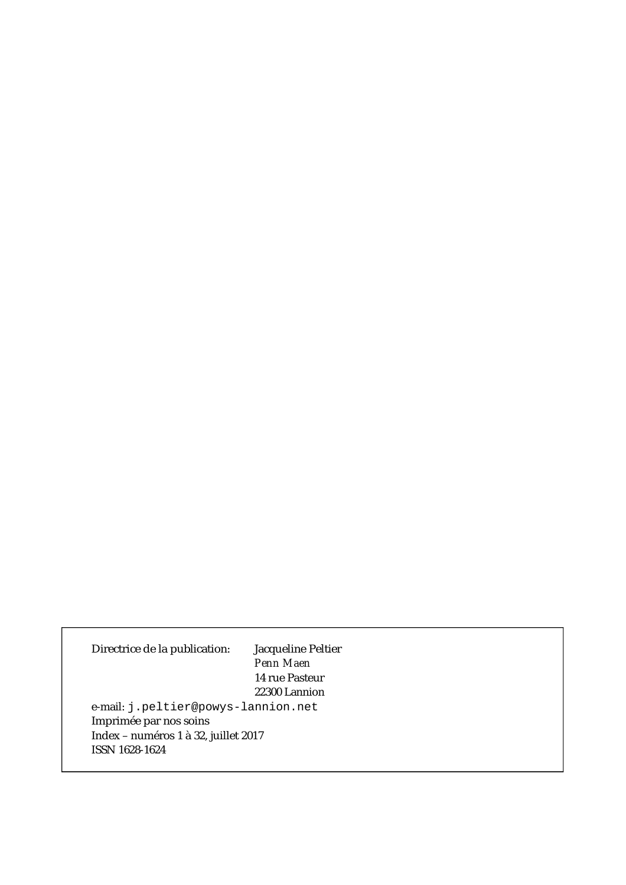Directrice de la publication: Jacqueline Peltier
*Penn Maen*
14 rue Pasteur
22300 Lannion

e-mail: `j.peltier@powys-lannion.net`
Imprimée par nos soins
Index – numéros 1 à 32, juillet 2017
ISSN 1628-1624